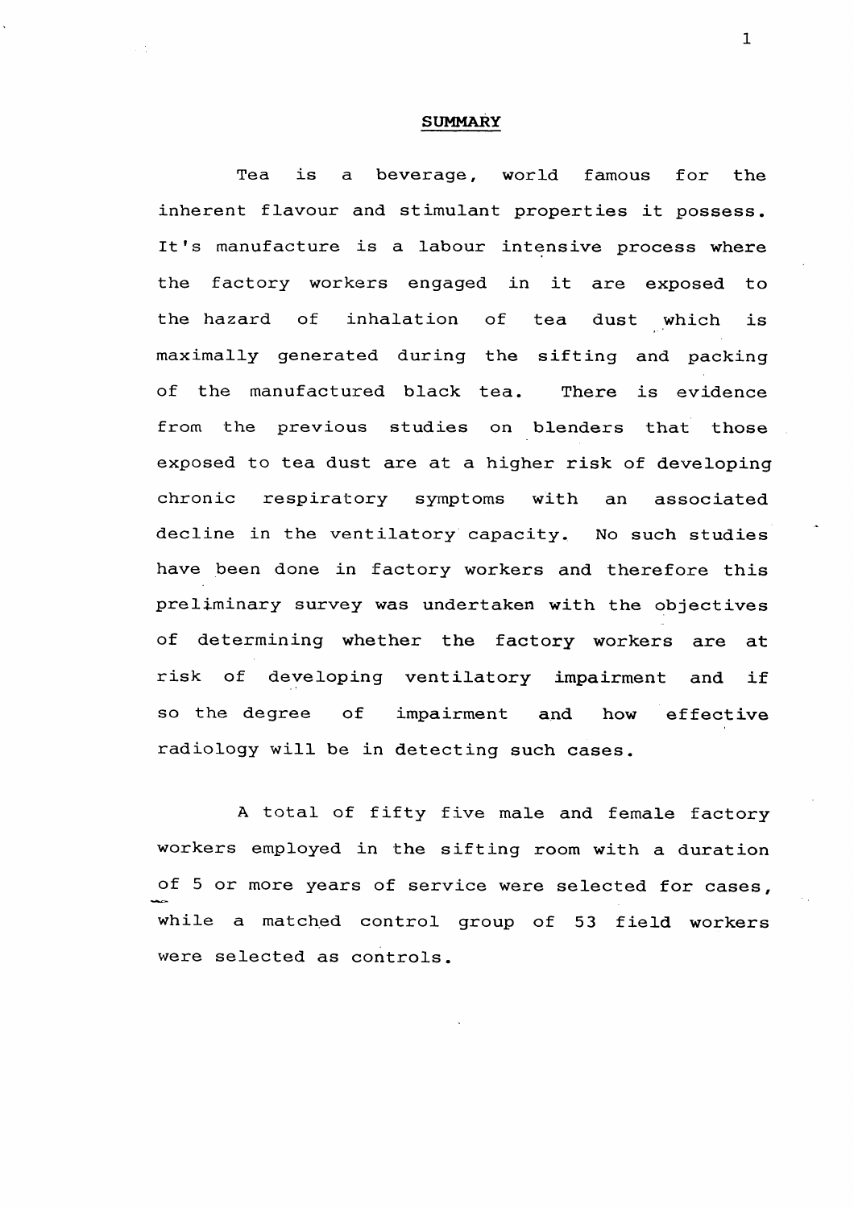**SUMMARY**

Tea is a beverage, world famous for the inherent flavour and stimulant properties it possess. It's manufacture is a labour intensive process where the factory workers engaged in it are exposed to the hazard of inhalation of tea dust which is maximally generated during the sifting and packing of the manufactured black tea. There is evidence from the previous studies on blenders that those exposed to tea dust are at a higher risk of developing chronic respiratory symptoms with an associated decline in the ventilatory capacity. No such studies have been done in factory workers and therefore this preliminary survey was undertaken with the objectives of determining whether the factory workers are at risk of developing ventilatory impairment and if so the degree of impairment and how effective radiology will be in detecting such cases.

A total of fifty five male and female factory workers employed in the sifting room with a duration of 5 or more years of service were selected for cases, while a matched control group of 53 field workers were selected as controls.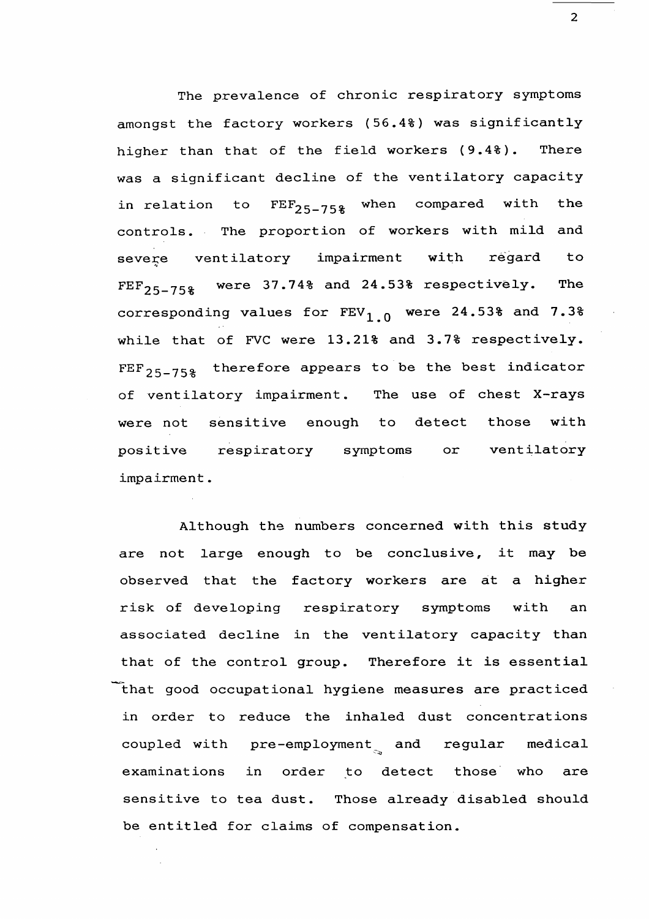The prevalence of chronic respiratory symptoms amongst the factory workers (56.4%) was significantly higher than that of the field workers (9.4%). There was a significant decline of the ventilatory capacity in relation to $FEF_{25-75\%}$ when compared with the controls. The proportion of workers with mild and severe ventilatory impairment with regard to $FEF_{25-75\%}$ were 37.74% and 24.53% respectively. The corresponding values for $FEV_{1.0}$ were 24.53% and 7.3% while that of FVC were 13.21% and 3.7% respectively. $FEF_{25-75\%}$ therefore appears to be the best indicator of ventilatory impairment. The use of chest X-rays were not sensitive enough to detect those with positive respiratory symptoms or ventilatory impairment.

Although the numbers concerned with this study are not large enough to be conclusive, it may be observed that the factory workers are at a higher risk of developing respiratory symptoms with an associated decline in the ventilatory capacity than that of the control group. Therefore it is essential that good occupational hygiene measures are practiced in order to reduce the inhaled dust concentrations coupled with pre-employment and regular medical examinations in order to detect those who are sensitive to tea dust. Those already disabled should be entitled for claims of compensation.